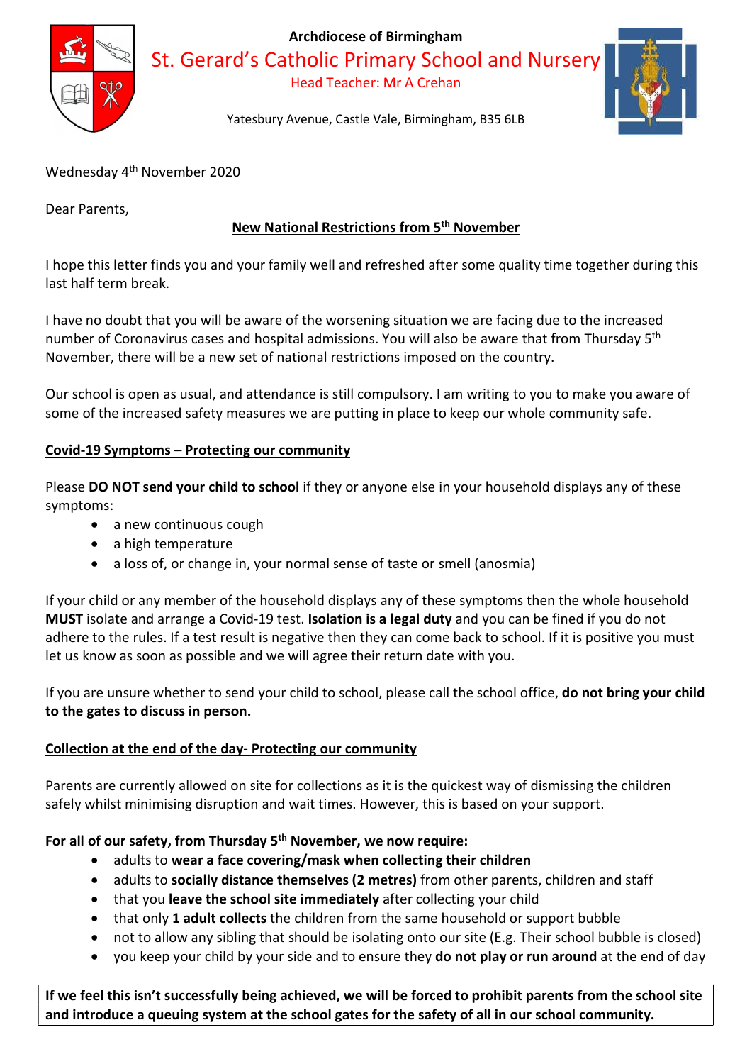Archdiocese of Birmingham

# St. Gerard's Catholic Primary School and Nursery

Head Teacher: Mr A Crehan

Yatesbury Avenue, Castle Vale, Birmingham, B35 6LB

Wednesday 4th November 2020

Dear Parents,

**New National Restrictions from 5th November**

I hope this letter finds you and your family well and refreshed after some quality time together during this last half term break.

I have no doubt that you will be aware of the worsening situation we are facing due to the increased number of Coronavirus cases and hospital admissions. You will also be aware that from Thursday 5th November, there will be a new set of national restrictions imposed on the country.

Our school is open as usual, and attendance is still compulsory. I am writing to you to make you aware of some of the increased safety measures we are putting in place to keep our whole community safe.

**Covid-19 Symptoms – Protecting our community**

Please **DO NOT send your child to school** if they or anyone else in your household displays any of these symptoms:

- a new continuous cough
- a high temperature
- a loss of, or change in, your normal sense of taste or smell (anosmia)

If your child or any member of the household displays any of these symptoms then the whole household **MUST** isolate and arrange a Covid-19 test. **Isolation is a legal duty** and you can be fined if you do not adhere to the rules. If a test result is negative then they can come back to school. If it is positive you must let us know as soon as possible and we will agree their return date with you.

If you are unsure whether to send your child to school, please call the school office, **do not bring your child to the gates to discuss in person.**

**Collection at the end of the day- Protecting our community**

Parents are currently allowed on site for collections as it is the quickest way of dismissing the children safely whilst minimising disruption and wait times. However, this is based on your support.

**For all of our safety, from Thursday 5th November, we now require:**

- adults to **wear a face covering/mask when collecting their children**
- adults to **socially distance themselves (2 metres)** from other parents, children and staff
- that you **leave the school site immediately** after collecting your child
- that only **1 adult collects** the children from the same household or support bubble
- not to allow any sibling that should be isolating onto our site (E.g. Their school bubble is closed)
- you keep your child by your side and to ensure they **do not play or run around** at the end of day

**If we feel this isn't successfully being achieved, we will be forced to prohibit parents from the school site and introduce a queuing system at the school gates for the safety of all in our school community.**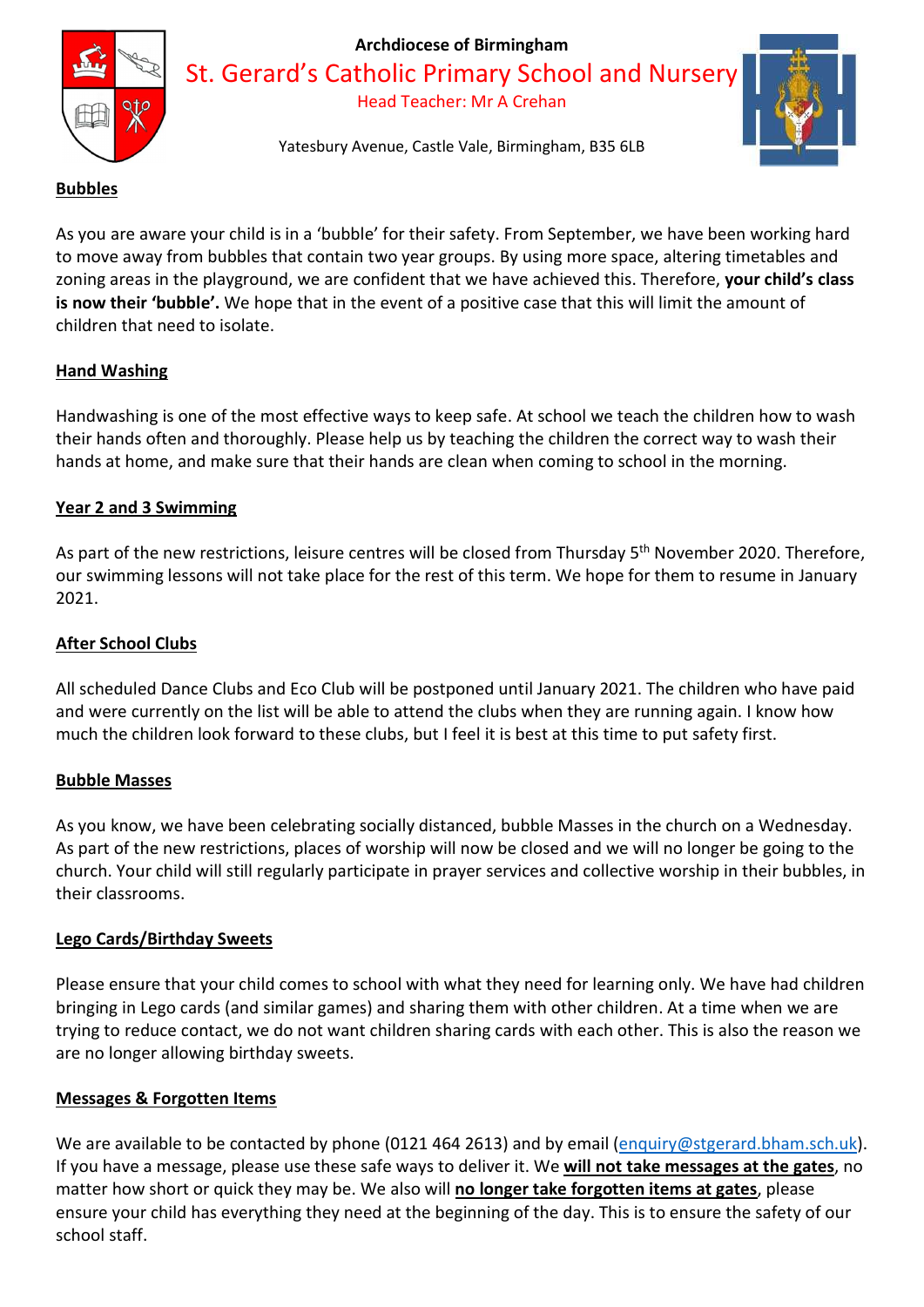Archdiocese of Birmingham

St. Gerard's Catholic Primary School and Nursery

Head Teacher: Mr A Crehan

Yatesbury Avenue, Castle Vale, Birmingham, B35 6LB

## Bubbles

As you are aware your child is in a 'bubble' for their safety. From September, we have been working hard to move away from bubbles that contain two year groups. By using more space, altering timetables and zoning areas in the playground, we are confident that we have achieved this. Therefore, **your child's class is now their 'bubble'.** We hope that in the event of a positive case that this will limit the amount of children that need to isolate.

## Hand Washing

Handwashing is one of the most effective ways to keep safe. At school we teach the children how to wash their hands often and thoroughly. Please help us by teaching the children the correct way to wash their hands at home, and make sure that their hands are clean when coming to school in the morning.

## Year 2 and 3 Swimming

As part of the new restrictions, leisure centres will be closed from Thursday 5th November 2020. Therefore, our swimming lessons will not take place for the rest of this term. We hope for them to resume in January 2021.

## After School Clubs

All scheduled Dance Clubs and Eco Club will be postponed until January 2021. The children who have paid and were currently on the list will be able to attend the clubs when they are running again. I know how much the children look forward to these clubs, but I feel it is best at this time to put safety first.

## Bubble Masses

As you know, we have been celebrating socially distanced, bubble Masses in the church on a Wednesday. As part of the new restrictions, places of worship will now be closed and we will no longer be going to the church. Your child will still regularly participate in prayer services and collective worship in their bubbles, in their classrooms.

## Lego Cards/Birthday Sweets

Please ensure that your child comes to school with what they need for learning only. We have had children bringing in Lego cards (and similar games) and sharing them with other children. At a time when we are trying to reduce contact, we do not want children sharing cards with each other. This is also the reason we are no longer allowing birthday sweets.

## Messages & Forgotten Items

We are available to be contacted by phone (0121 464 2613) and by email (enquiry@stgerard.bham.sch.uk). If you have a message, please use these safe ways to deliver it. We **will not take messages at the gates**, no matter how short or quick they may be. We also will **no longer take forgotten items at gates**, please ensure your child has everything they need at the beginning of the day. This is to ensure the safety of our school staff.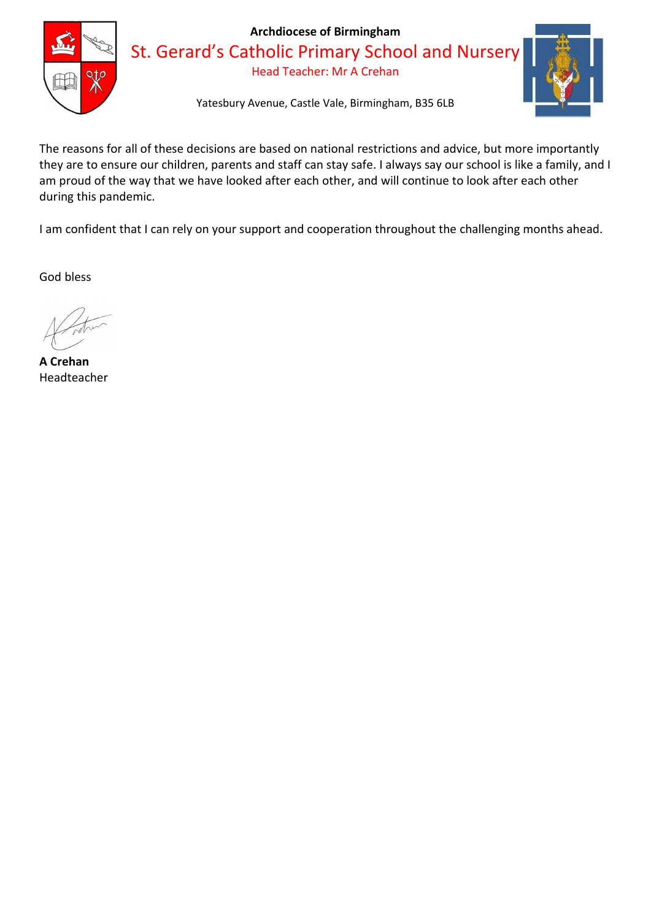The reasons for all of these decisions are based on national restrictions and advice, but more importantly they are to ensure our children, parents and staff can stay safe. I always say our school is like a family, and I am proud of the way that we have looked after each other, and will continue to look after each other during this pandemic.

I am confident that I can rely on your support and cooperation throughout the challenging months ahead.

God bless

**A Crehan**
Headteacher